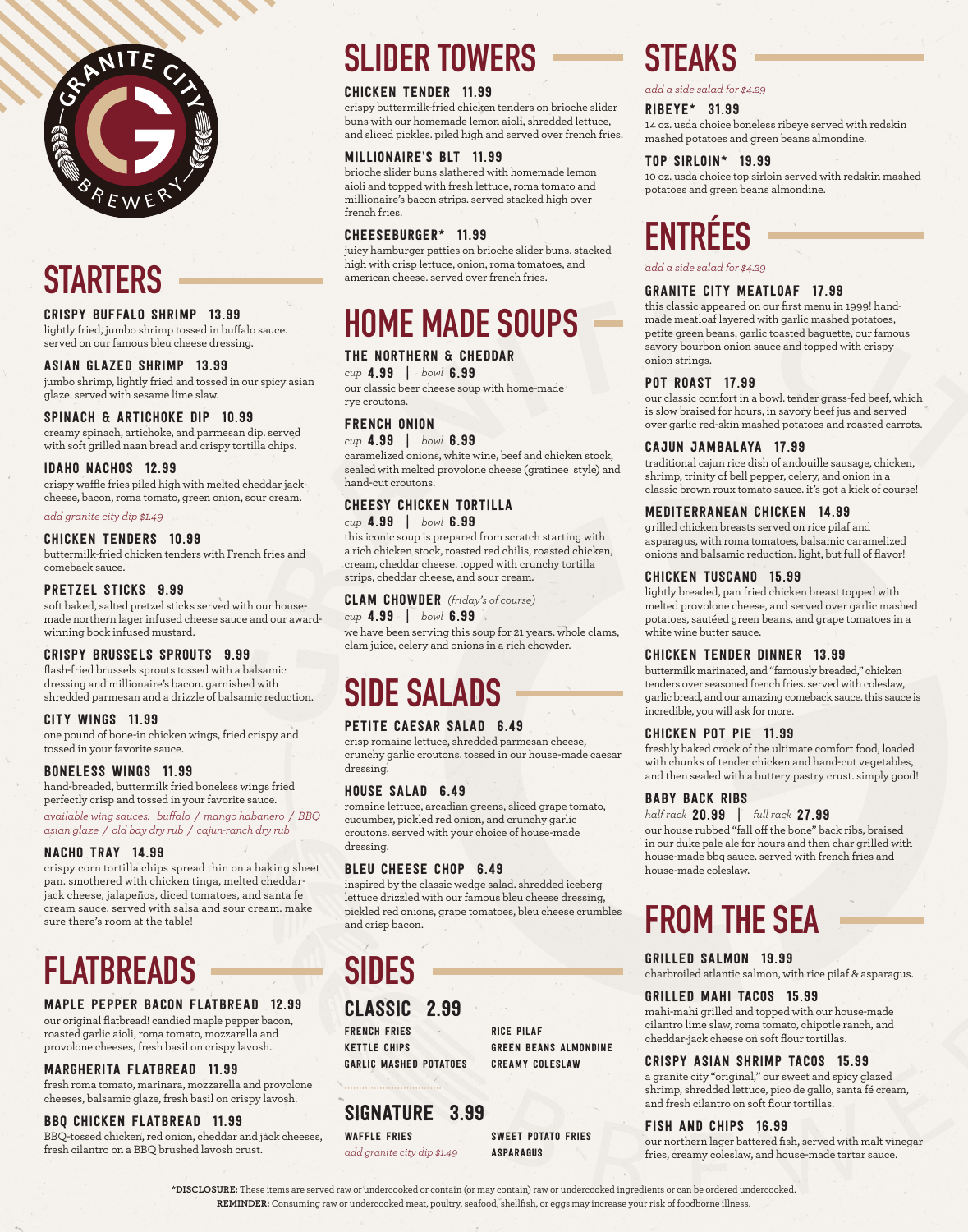# Granite City Brewery

## STARTERS

### CRISPY BUFFALO SHRIMP 13.99
lightly fried, jumbo shrimp tossed in buffalo sauce. served on our famous bleu cheese dressing.

### ASIAN GLAZED SHRIMP 13.99
jumbo shrimp, lightly fried and tossed in our spicy asian glaze. served with sesame lime slaw.

### SPINACH & ARTICHOKE DIP 10.99
creamy spinach, artichoke, and parmesan dip. served with soft grilled naan bread and crispy tortilla chips.

### IDAHO NACHOS 12.99
crispy waffle fries piled high with melted cheddar jack cheese, bacon, roma tomato, green onion, sour cream.

*add granite city dip $1.49*

### CHICKEN TENDERS 10.99
buttermilk-fried chicken tenders with French fries and comeback sauce.

### PRETZEL STICKS 9.99
soft baked, salted pretzel sticks served with our house-made northern lager infused cheese sauce and our award-winning bock infused mustard.

### CRISPY BRUSSELS SPROUTS 9.99
flash-fried brussels sprouts tossed with a balsamic dressing and millionaire's bacon. garnished with shredded parmesan and a drizzle of balsamic reduction.

### CITY WINGS 11.99
one pound of bone-in chicken wings, fried crispy and tossed in your favorite sauce.

### BONELESS WINGS 11.99
hand-breaded, buttermilk fried boneless wings fried perfectly crisp and tossed in your favorite sauce.

*available wing sauces: buffalo / mango habanero / BBQ asian glaze / old bay dry rub / cajun-ranch dry rub*

### NACHO TRAY 14.99
crispy corn tortilla chips spread thin on a baking sheet pan. smothered with chicken tinga, melted cheddar-jack cheese, jalapeños, diced tomatoes, and santa fe cream sauce. served with salsa and sour cream. make sure there's room at the table!

## FLATBREADS

### MAPLE PEPPER BACON FLATBREAD 12.99
our original flatbread! candied maple pepper bacon, roasted garlic aioli, roma tomato, mozzarella and provolone cheeses, fresh basil on crispy lavosh.

### MARGHERITA FLATBREAD 11.99
fresh roma tomato, marinara, mozzarella and provolone cheeses, balsamic glaze, fresh basil on crispy lavosh.

### BBQ CHICKEN FLATBREAD 11.99
BBQ-tossed chicken, red onion, cheddar and jack cheeses, fresh cilantro on a BBQ brushed lavosh crust.

## SLIDER TOWERS

### CHICKEN TENDER 11.99
crispy buttermilk-fried chicken tenders on brioche slider buns with our homemade lemon aioli, shredded lettuce, and sliced pickles. piled high and served over french fries.

### MILLIONAIRE'S BLT 11.99
brioche slider buns slathered with homemade lemon aioli and topped with fresh lettuce, roma tomato and millionaire's bacon strips. served stacked high over french fries.

### CHEESEBURGER* 11.99
juicy hamburger patties on brioche slider buns. stacked high with crisp lettuce, onion, roma tomatoes, and american cheese. served over french fries.

## HOME MADE SOUPS

### THE NORTHERN & CHEDDAR
*cup* 4.99 | *bowl* 6.99

our classic beer cheese soup with home-made rye croutons.

### FRENCH ONION
*cup* 4.99 | *bowl* 6.99

caramelized onions, white wine, beef and chicken stock, sealed with melted provolone cheese (gratinee style) and hand-cut croutons.

### CHEESY CHICKEN TORTILLA
*cup* 4.99 | *bowl* 6.99

this iconic soup is prepared from scratch starting with a rich chicken stock, roasted red chilis, roasted chicken, cream, cheddar cheese. topped with crunchy tortilla strips, cheddar cheese, and sour cream.

### CLAM CHOWDER *(friday's of course)*
*cup* 4.99 | *bowl* 6.99

we have been serving this soup for 21 years. whole clams, clam juice, celery and onions in a rich chowder.

## SIDE SALADS

### PETITE CAESAR SALAD 6.49
crisp romaine lettuce, shredded parmesan cheese, crunchy garlic croutons. tossed in our house-made caesar dressing.

### HOUSE SALAD 6.49
romaine lettuce, arcadian greens, sliced grape tomato, cucumber, pickled red onion, and crunchy garlic croutons. served with your choice of house-made dressing.

### BLEU CHEESE CHOP 6.49
inspired by the classic wedge salad. shredded iceberg lettuce drizzled with our famous bleu cheese dressing, pickled red onions, grape tomatoes, bleu cheese crumbles and crisp bacon.

## SIDES

### CLASSIC 2.99
- FRENCH FRIES
- KETTLE CHIPS
- GARLIC MASHED POTATOES
- RICE PILAF
- GREEN BEANS ALMONDINE
- CREAMY COLESLAW

### SIGNATURE 3.99
- WAFFLE FRIES
  *add granite city dip $1.49*
- SWEET POTATO FRIES
- ASPARAGUS

## STEAKS

*add a side salad for $4.29*

### RIBEYE* 31.99
14 oz. usda choice boneless ribeye served with redskin mashed potatoes and green beans almondine.

### TOP SIRLOIN* 19.99
10 oz. usda choice top sirloin served with redskin mashed potatoes and green beans almondine.

## ENTRÉES

*add a side salad for $4.29*

### GRANITE CITY MEATLOAF 17.99
this classic appeared on our first menu in 1999! hand-made meatloaf layered with garlic mashed potatoes, petite green beans, garlic toasted baguette, our famous savory bourbon onion sauce and topped with crispy onion strings.

### POT ROAST 17.99
our classic comfort in a bowl. tender grass-fed beef, which is slow braised for hours, in savory beef jus and served over garlic red-skin mashed potatoes and roasted carrots.

### CAJUN JAMBALAYA 17.99
traditional cajun rice dish of andouille sausage, chicken, shrimp, trinity of bell pepper, celery, and onion in a classic brown roux tomato sauce. it's got a kick of course!

### MEDITERRANEAN CHICKEN 14.99
grilled chicken breasts served on rice pilaf and asparagus, with roma tomatoes, balsamic caramelized onions and balsamic reduction. light, but full of flavor!

### CHICKEN TUSCANO 15.99
lightly breaded, pan fried chicken breast topped with melted provolone cheese, and served over garlic mashed potatoes, sautéed green beans, and grape tomatoes in a white wine butter sauce.

### CHICKEN TENDER DINNER 13.99
buttermilk marinated, and "famously breaded," chicken tenders over seasoned french fries. served with coleslaw, garlic bread, and our amazing comeback sauce. this sauce is incredible, you will ask for more.

### CHICKEN POT PIE 11.99
freshly baked crock of the ultimate comfort food, loaded with chunks of tender chicken and hand-cut vegetables, and then sealed with a buttery pastry crust. simply good!

### BABY BACK RIBS
*half rack* 20.99 | *full rack* 27.99

our house rubbed "fall off the bone" back ribs, braised in our duke pale ale for hours and then char grilled with house-made bbq sauce. served with french fries and house-made coleslaw.

## FROM THE SEA

### GRILLED SALMON 19.99
charbroiled atlantic salmon, with rice pilaf & asparagus.

### GRILLED MAHI TACOS 15.99
mahi-mahi grilled and topped with our house-made cilantro lime slaw, roma tomato, chipotle ranch, and cheddar-jack cheese on soft flour tortillas.

### CRISPY ASIAN SHRIMP TACOS 15.99
a granite city "original," our sweet and spicy glazed shrimp, shredded lettuce, pico de gallo, santa fé cream, and fresh cilantro on soft flour tortillas.

### FISH AND CHIPS 16.99
our northern lager battered fish, served with malt vinegar fries, creamy coleslaw, and house-made tartar sauce.

**\*DISCLOSURE:** These items are served raw or undercooked or contain (or may contain) raw or undercooked ingredients or can be ordered undercooked.
**REMINDER:** Consuming raw or undercooked meat, poultry, seafood, shellfish, or eggs may increase your risk of foodborne illness.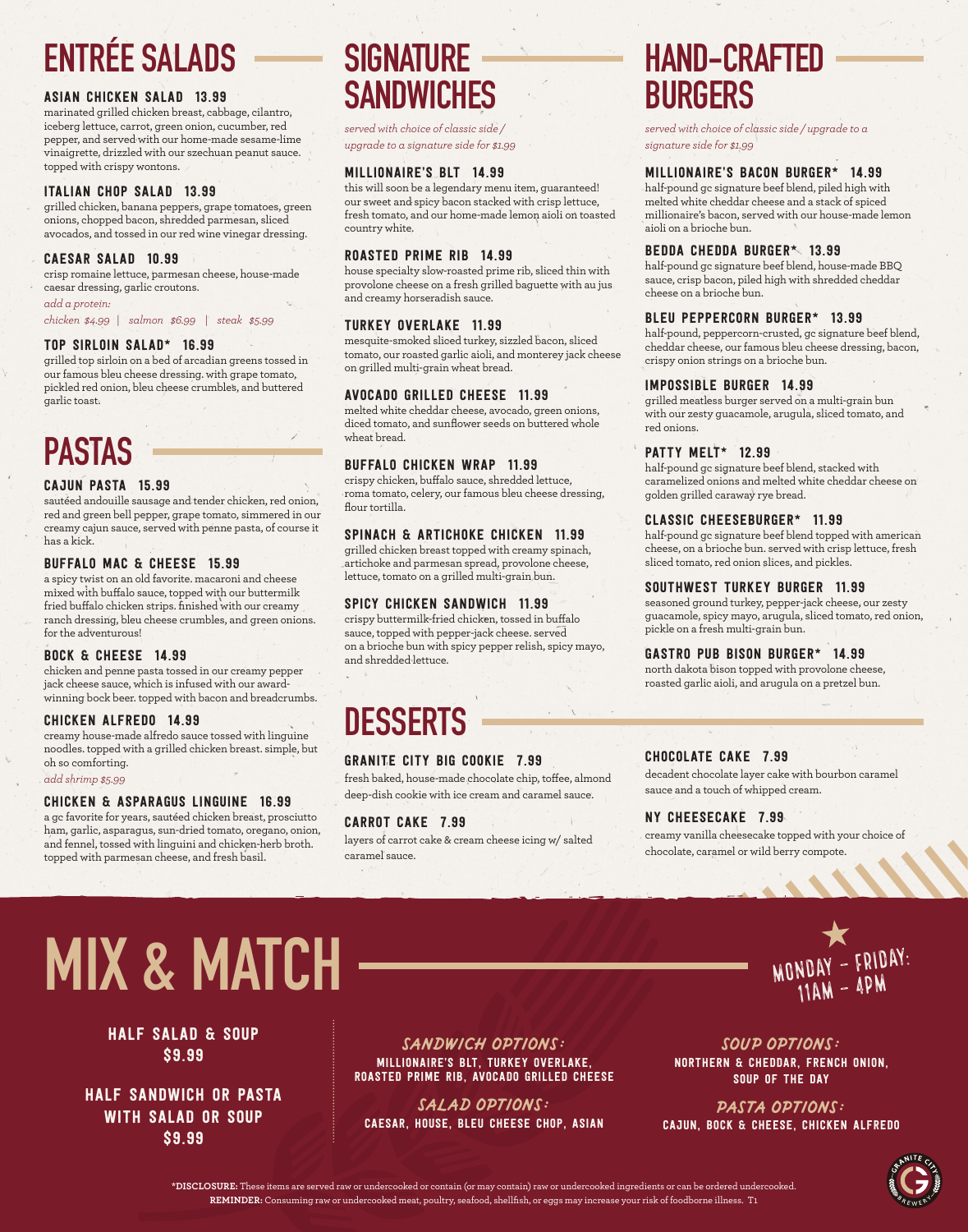## ENTRÉE SALADS

### ASIAN CHICKEN SALAD 13.99

marinated grilled chicken breast, cabbage, cilantro, iceberg lettuce, carrot, green onion, cucumber, red pepper, and served with our home-made sesame-lime vinaigrette, drizzled with our szechuan peanut sauce. topped with crispy wontons.

### ITALIAN CHOP SALAD 13.99

grilled chicken, banana peppers, grape tomatoes, green onions, chopped bacon, shredded parmesan, sliced avocados, and tossed in our red wine vinegar dressing.

### CAESAR SALAD 10.99

crisp romaine lettuce, parmesan cheese, house-made caesar dressing, garlic croutons.

*add a protein:*

*chicken $4.99 | salmon $6.99 | steak $5.99*

### TOP SIRLOIN SALAD* 16.99

grilled top sirloin on a bed of arcadian greens tossed in our famous bleu cheese dressing. with grape tomato, pickled red onion, bleu cheese crumbles, and buttered garlic toast.

## PASTAS

### CAJUN PASTA 15.99

sautéed andouille sausage and tender chicken, red onion, red and green bell pepper, grape tomato, simmered in our creamy cajun sauce, served with penne pasta, of course it has a kick.

### BUFFALO MAC & CHEESE 15.99

a spicy twist on an old favorite. macaroni and cheese mixed with buffalo sauce, topped with our buttermilk fried buffalo chicken strips. finished with our creamy ranch dressing, bleu cheese crumbles, and green onions. for the adventurous!

### BOCK & CHEESE 14.99

chicken and penne pasta tossed in our creamy pepper jack cheese sauce, which is infused with our award-winning bock beer. topped with bacon and breadcrumbs.

### CHICKEN ALFREDO 14.99

creamy house-made alfredo sauce tossed with linguine noodles. topped with a grilled chicken breast. simple, but oh so comforting.

*add shrimp $5.99*

### CHICKEN & ASPARAGUS LINGUINE 16.99

a gc favorite for years, sautéed chicken breast, prosciutto ham, garlic, asparagus, sun-dried tomato, oregano, onion, and fennel, tossed with linguini and chicken-herb broth. topped with parmesan cheese, and fresh basil.

## SIGNATURE SANDWICHES

*served with choice of classic side / upgrade to a signature side for $1.99*

### MILLIONAIRE'S BLT 14.99

this will soon be a legendary menu item, guaranteed! our sweet and spicy bacon stacked with crisp lettuce, roma tomato, and our home-made lemon aioli on toasted country white.

### ROASTED PRIME RIB 14.99

house specialty slow-roasted prime rib, sliced thin with provolone cheese on a fresh grilled baguette with au jus and creamy horseradish sauce.

### TURKEY OVERLAKE 11.99

mesquite-smoked sliced turkey, sizzled bacon, sliced tomato, our roasted garlic aioli, and monterey jack cheese on grilled multi-grain wheat bread.

### AVOCADO GRILLED CHEESE 11.99

melted white cheddar cheese, avocado, green onions, diced tomato, and sunflower seeds on buttered whole wheat bread.

### BUFFALO CHICKEN WRAP 11.99

crispy chicken, buffalo sauce, shredded lettuce, roma tomato, celery, our famous bleu cheese dressing, flour tortilla.

### SPINACH & ARTICHOKE CHICKEN 11.99

grilled chicken breast topped with creamy spinach, artichoke and parmesan spread, provolone cheese, lettuce, tomato on a grilled multi-grain bun.

### SPICY CHICKEN SANDWICH 11.99

crispy buttermilk-fried chicken, tossed in buffalo sauce, topped with pepper-jack cheese. served on a brioche bun with spicy pepper relish, spicy mayo, and shredded lettuce.

## HAND-CRAFTED BURGERS

*served with choice of classic side / upgrade to a signature side for $1.99*

### MILLIONAIRE'S BACON BURGER* 14.99

half-pound gc signature beef blend, piled high with melted white cheddar cheese and a stack of spiced millionaire's bacon, served with our house-made lemon aioli on a brioche bun.

### BEDDA CHEDDA BURGER* 13.99

half-pound gc signature beef blend, house-made BBQ sauce, crisp bacon, piled high with shredded cheddar cheese on a brioche bun.

### BLEU PEPPERCORN BURGER* 13.99

half-pound, peppercorn-crusted, gc signature beef blend, cheddar cheese, our famous bleu cheese dressing, bacon, crispy onion strings on a brioche bun.

### IMPOSSIBLE BURGER 14.99

grilled meatless burger served on a multi-grain bun with our zesty guacamole, arugula, sliced tomato, and red onions.

### PATTY MELT* 12.99

half-pound gc signature beef blend, stacked with caramelized onions and melted white cheddar cheese on golden grilled caraway rye bread.

### CLASSIC CHEESEBURGER* 11.99

half-pound gc signature beef blend topped with american cheese, on a brioche bun. served with crisp lettuce, fresh sliced tomato, red onion slices, and pickles.

### SOUTHWEST TURKEY BURGER 11.99

seasoned ground turkey, pepper-jack cheese, our zesty guacamole, spicy mayo, arugula, sliced tomato, red onion, pickle on a fresh multi-grain bun.

### GASTRO PUB BISON BURGER* 14.99

north dakota bison topped with provolone cheese, roasted garlic aioli, and arugula on a pretzel bun.

## DESSERTS

### GRANITE CITY BIG COOKIE 7.99

fresh baked, house-made chocolate chip, toffee, almond deep-dish cookie with ice cream and caramel sauce.

### CARROT CAKE 7.99

layers of carrot cake & cream cheese icing w/ salted caramel sauce.

### CHOCOLATE CAKE 7.99

decadent chocolate layer cake with bourbon caramel sauce and a touch of whipped cream.

### NY CHEESECAKE 7.99

creamy vanilla cheesecake topped with your choice of chocolate, caramel or wild berry compote.

## MIX & MATCH

★ MONDAY - FRIDAY: 11AM - 4PM

**HALF SALAD & SOUP $9.99**

**HALF SANDWICH OR PASTA WITH SALAD OR SOUP $9.99**

*SANDWICH OPTIONS:*
MILLIONAIRE'S BLT, TURKEY OVERLAKE, ROASTED PRIME RIB, AVOCADO GRILLED CHEESE

*SALAD OPTIONS:*
CAESAR, HOUSE, BLEU CHEESE CHOP, ASIAN

*SOUP OPTIONS:*
NORTHERN & CHEDDAR, FRENCH ONION, SOUP OF THE DAY

*PASTA OPTIONS:*
CAJUN, BOCK & CHEESE, CHICKEN ALFREDO

***DISCLOSURE:** These items are served raw or undercooked or contain (or may contain) raw or undercooked ingredients or can be ordered undercooked.
**REMINDER:** Consuming raw or undercooked meat, poultry, seafood, shellfish, or eggs may increase your risk of foodborne illness. T1